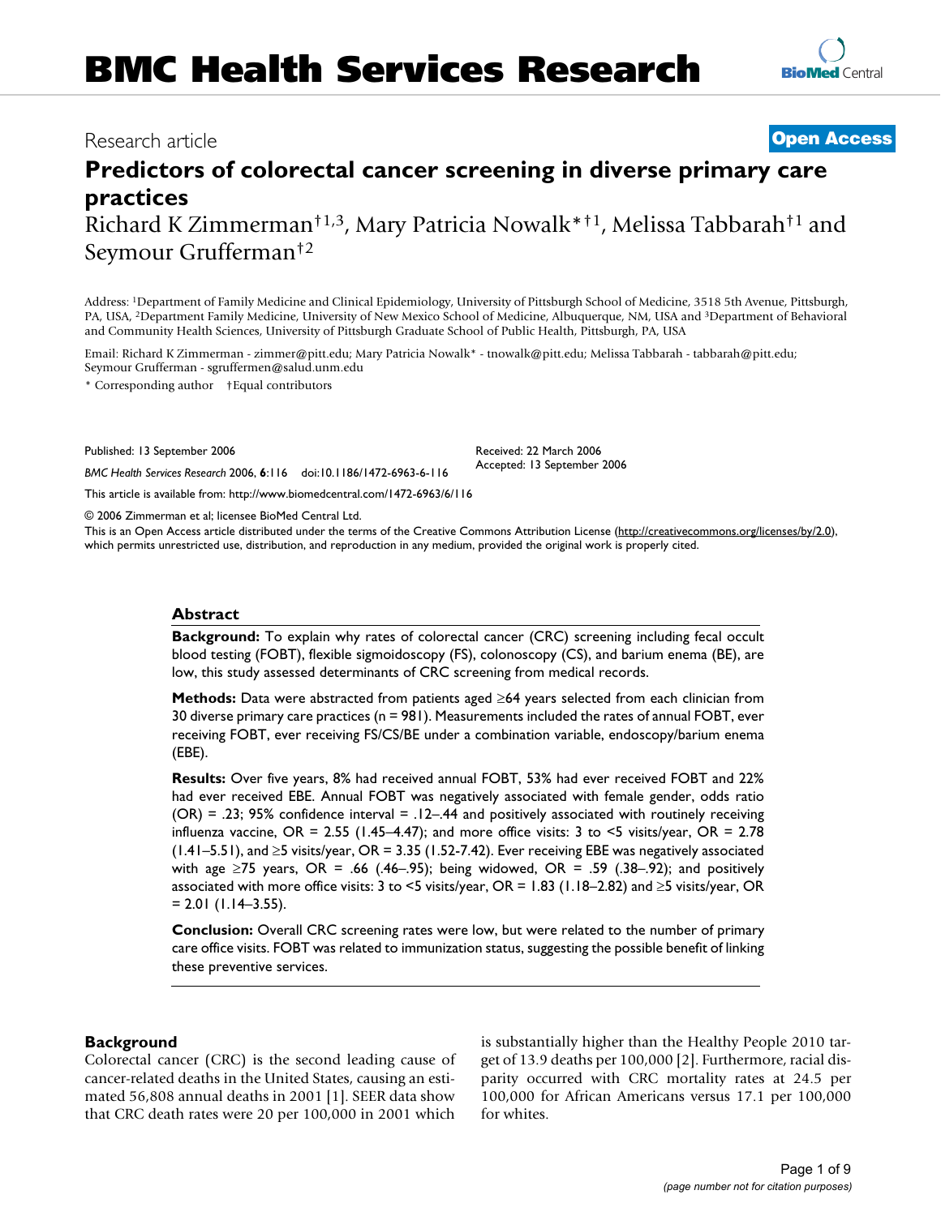# BMC Health Services Research

Research article **Open Access**

# Predictors of colorectal cancer screening in diverse primary care practices

Richard K Zimmerman†[1,3], Mary Patricia Nowalk*†[1], Melissa Tabbarah†[1] and Seymour Grufferman†[2]

Address: [1]Department of Family Medicine and Clinical Epidemiology, University of Pittsburgh School of Medicine, 3518 5th Avenue, Pittsburgh, PA, USA, [2]Department Family Medicine, University of New Mexico School of Medicine, Albuquerque, NM, USA and [3]Department of Behavioral and Community Health Sciences, University of Pittsburgh Graduate School of Public Health, Pittsburgh, PA, USA

Email: Richard K Zimmerman - zimmer@pitt.edu; Mary Patricia Nowalk* - tnowalk@pitt.edu; Melissa Tabbarah - tabbarah@pitt.edu; Seymour Grufferman - sgruffermen@salud.unm.edu

\* Corresponding author †Equal contributors

Published: 13 September 2006

*BMC Health Services Research* 2006, **6**:116 doi:10.1186/1472-6963-6-116

Received: 22 March 2006
Accepted: 13 September 2006

This article is available from: http://www.biomedcentral.com/1472-6963/6/116

© 2006 Zimmerman et al; licensee BioMed Central Ltd.

This is an Open Access article distributed under the terms of the Creative Commons Attribution License (http://creativecommons.org/licenses/by/2.0), which permits unrestricted use, distribution, and reproduction in any medium, provided the original work is properly cited.

## Abstract

**Background:** To explain why rates of colorectal cancer (CRC) screening including fecal occult blood testing (FOBT), flexible sigmoidoscopy (FS), colonoscopy (CS), and barium enema (BE), are low, this study assessed determinants of CRC screening from medical records.

**Methods:** Data were abstracted from patients aged ≥64 years selected from each clinician from 30 diverse primary care practices (n = 981). Measurements included the rates of annual FOBT, ever receiving FOBT, ever receiving FS/CS/BE under a combination variable, endoscopy/barium enema (EBE).

**Results:** Over five years, 8% had received annual FOBT, 53% had ever received FOBT and 22% had ever received EBE. Annual FOBT was negatively associated with female gender, odds ratio (OR) = .23; 95% confidence interval = .12–.44 and positively associated with routinely receiving influenza vaccine, OR = 2.55 (1.45–4.47); and more office visits: 3 to <5 visits/year, OR = 2.78 (1.41–5.51), and ≥5 visits/year, OR = 3.35 (1.52-7.42). Ever receiving EBE was negatively associated with age ≥75 years, OR = .66 (.46–.95); being widowed, OR = .59 (.38–.92); and positively associated with more office visits: 3 to <5 visits/year, OR = 1.83 (1.18–2.82) and ≥5 visits/year, OR = 2.01 (1.14–3.55).

**Conclusion:** Overall CRC screening rates were low, but were related to the number of primary care office visits. FOBT was related to immunization status, suggesting the possible benefit of linking these preventive services.

## Background

Colorectal cancer (CRC) is the second leading cause of cancer-related deaths in the United States, causing an estimated 56,808 annual deaths in 2001 [1]. SEER data show that CRC death rates were 20 per 100,000 in 2001 which is substantially higher than the Healthy People 2010 target of 13.9 deaths per 100,000 [2]. Furthermore, racial disparity occurred with CRC mortality rates at 24.5 per 100,000 for African Americans versus 17.1 per 100,000 for whites.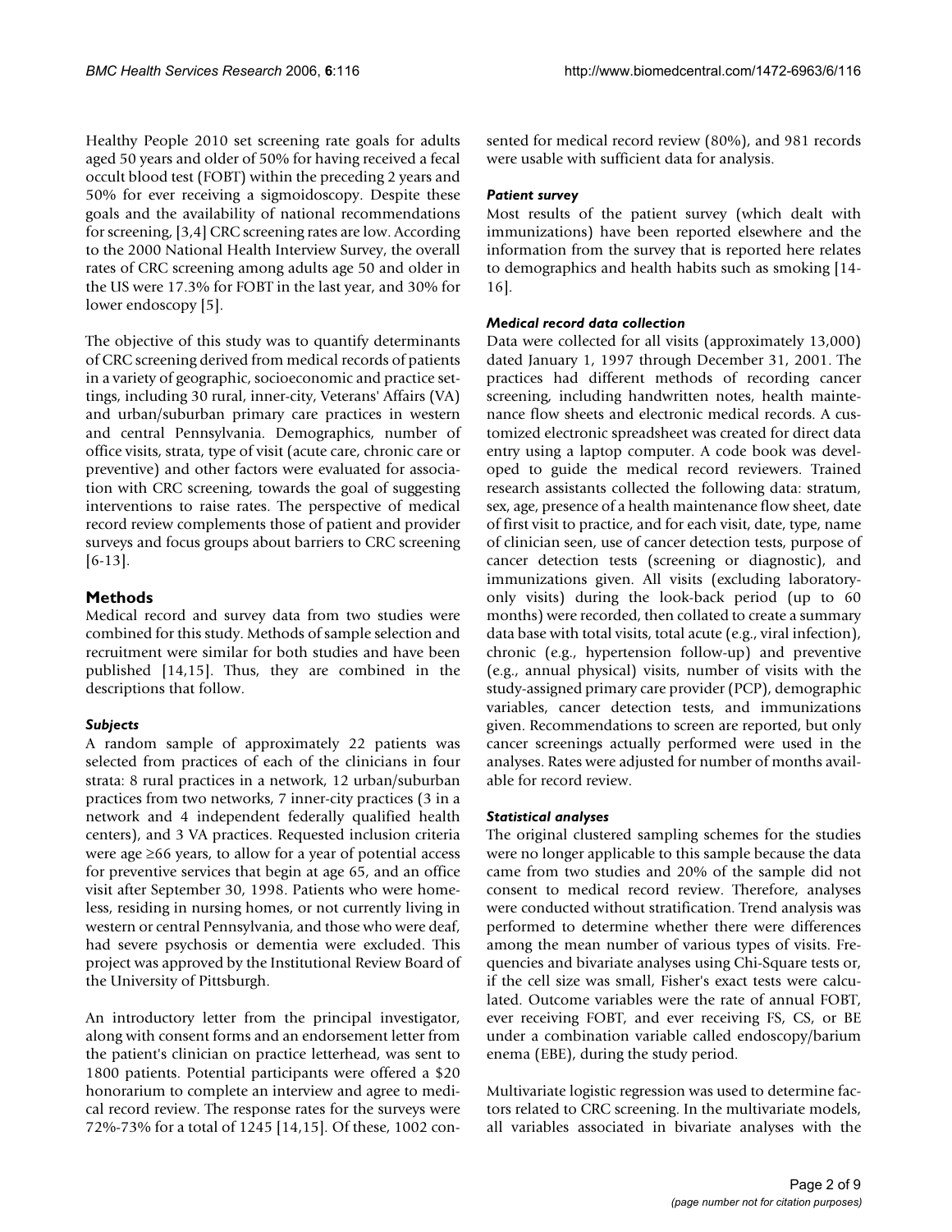Healthy People 2010 set screening rate goals for adults aged 50 years and older of 50% for having received a fecal occult blood test (FOBT) within the preceding 2 years and 50% for ever receiving a sigmoidoscopy. Despite these goals and the availability of national recommendations for screening, [3,4] CRC screening rates are low. According to the 2000 National Health Interview Survey, the overall rates of CRC screening among adults age 50 and older in the US were 17.3% for FOBT in the last year, and 30% for lower endoscopy [5].

The objective of this study was to quantify determinants of CRC screening derived from medical records of patients in a variety of geographic, socioeconomic and practice settings, including 30 rural, inner-city, Veterans' Affairs (VA) and urban/suburban primary care practices in western and central Pennsylvania. Demographics, number of office visits, strata, type of visit (acute care, chronic care or preventive) and other factors were evaluated for association with CRC screening, towards the goal of suggesting interventions to raise rates. The perspective of medical record review complements those of patient and provider surveys and focus groups about barriers to CRC screening [6-13].

## Methods

Medical record and survey data from two studies were combined for this study. Methods of sample selection and recruitment were similar for both studies and have been published [14,15]. Thus, they are combined in the descriptions that follow.

### *Subjects*

A random sample of approximately 22 patients was selected from practices of each of the clinicians in four strata: 8 rural practices in a network, 12 urban/suburban practices from two networks, 7 inner-city practices (3 in a network and 4 independent federally qualified health centers), and 3 VA practices. Requested inclusion criteria were age ≥66 years, to allow for a year of potential access for preventive services that begin at age 65, and an office visit after September 30, 1998. Patients who were homeless, residing in nursing homes, or not currently living in western or central Pennsylvania, and those who were deaf, had severe psychosis or dementia were excluded. This project was approved by the Institutional Review Board of the University of Pittsburgh.

An introductory letter from the principal investigator, along with consent forms and an endorsement letter from the patient's clinician on practice letterhead, was sent to 1800 patients. Potential participants were offered a $20 honorarium to complete an interview and agree to medical record review. The response rates for the surveys were 72%-73% for a total of 1245 [14,15]. Of these, 1002 consented for medical record review (80%), and 981 records were usable with sufficient data for analysis.

### *Patient survey*

Most results of the patient survey (which dealt with immunizations) have been reported elsewhere and the information from the survey that is reported here relates to demographics and health habits such as smoking [14-16].

### *Medical record data collection*

Data were collected for all visits (approximately 13,000) dated January 1, 1997 through December 31, 2001. The practices had different methods of recording cancer screening, including handwritten notes, health maintenance flow sheets and electronic medical records. A customized electronic spreadsheet was created for direct data entry using a laptop computer. A code book was developed to guide the medical record reviewers. Trained research assistants collected the following data: stratum, sex, age, presence of a health maintenance flow sheet, date of first visit to practice, and for each visit, date, type, name of clinician seen, use of cancer detection tests, purpose of cancer detection tests (screening or diagnostic), and immunizations given. All visits (excluding laboratory-only visits) during the look-back period (up to 60 months) were recorded, then collated to create a summary data base with total visits, total acute (e.g., viral infection), chronic (e.g., hypertension follow-up) and preventive (e.g., annual physical) visits, number of visits with the study-assigned primary care provider (PCP), demographic variables, cancer detection tests, and immunizations given. Recommendations to screen are reported, but only cancer screenings actually performed were used in the analyses. Rates were adjusted for number of months available for record review.

### *Statistical analyses*

The original clustered sampling schemes for the studies were no longer applicable to this sample because the data came from two studies and 20% of the sample did not consent to medical record review. Therefore, analyses were conducted without stratification. Trend analysis was performed to determine whether there were differences among the mean number of various types of visits. Frequencies and bivariate analyses using Chi-Square tests or, if the cell size was small, Fisher's exact tests were calculated. Outcome variables were the rate of annual FOBT, ever receiving FOBT, and ever receiving FS, CS, or BE under a combination variable called endoscopy/barium enema (EBE), during the study period.

Multivariate logistic regression was used to determine factors related to CRC screening. In the multivariate models, all variables associated in bivariate analyses with the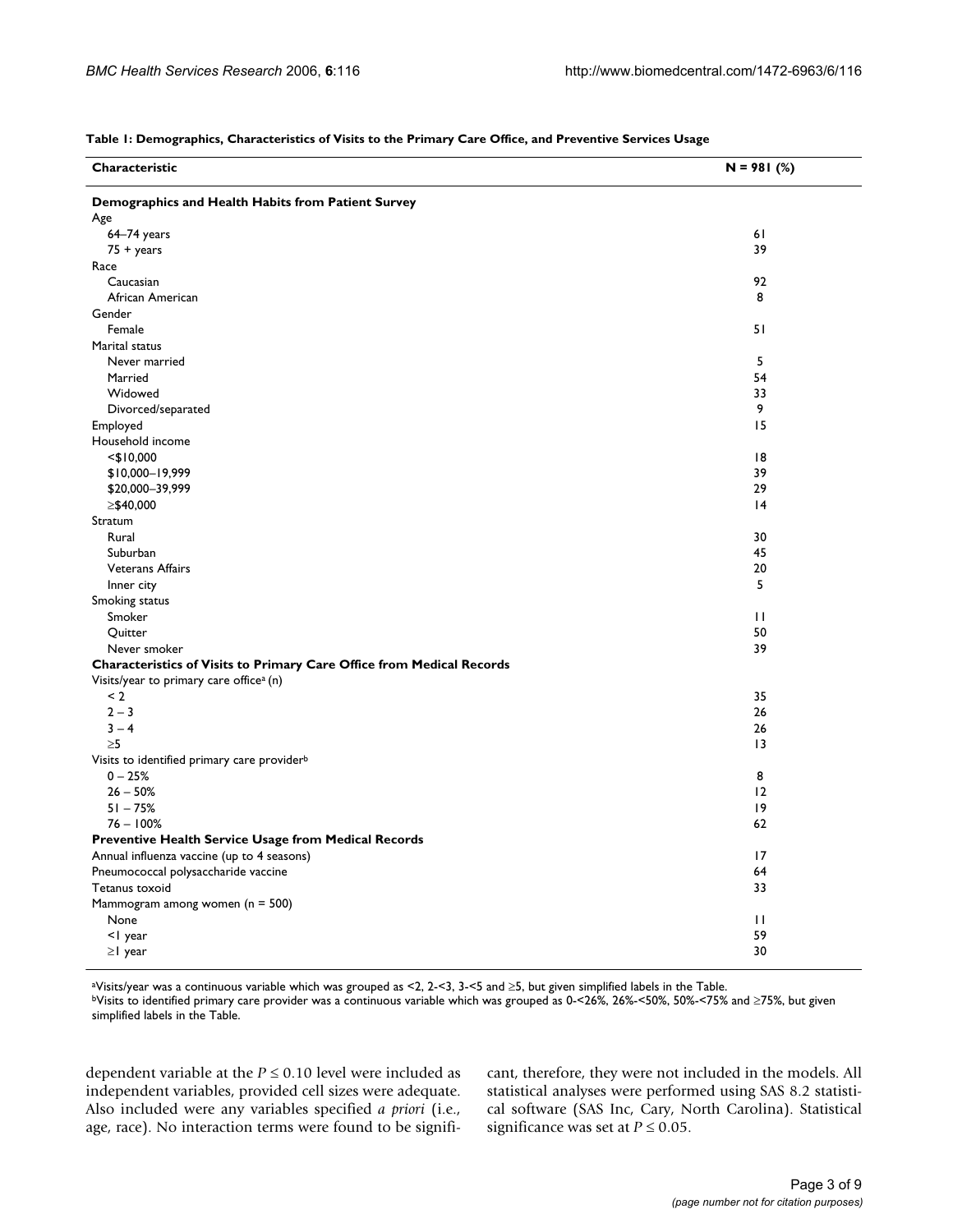**Table 1: Demographics, Characteristics of Visits to the Primary Care Office, and Preventive Services Usage**

| Characteristic | N = 981 (%) |
| --- | --- |
| **Demographics and Health Habits from Patient Survey** | |
| Age | |
| 64–74 years | 61 |
| 75 + years | 39 |
| Race | |
| Caucasian | 92 |
| African American | 8 |
| Gender | |
| Female | 51 |
| Marital status | |
| Never married | 5 |
| Married | 54 |
| Widowed | 33 |
| Divorced/separated | 9 |
| Employed | 15 |
| Household income | |
| <$10,000 | 18 |
| $10,000–19,999 | 39 |
| $20,000–39,999 | 29 |
| ≥$40,000 | 14 |
| Stratum | |
| Rural | 30 |
| Suburban | 45 |
| Veterans Affairs | 20 |
| Inner city | 5 |
| Smoking status | |
| Smoker | 11 |
| Quitter | 50 |
| Never smoker | 39 |
| **Characteristics of Visits to Primary Care Office from Medical Records** | |
| Visits/year to primary care office[a] (n) | |
| < 2 | 35 |
| 2 – 3 | 26 |
| 3 – 4 | 26 |
| ≥5 | 13 |
| Visits to identified primary care provider[b] | |
| 0 – 25% | 8 |
| 26 – 50% | 12 |
| 51 – 75% | 19 |
| 76 – 100% | 62 |
| **Preventive Health Service Usage from Medical Records** | |
| Annual influenza vaccine (up to 4 seasons) | 17 |
| Pneumococcal polysaccharide vaccine | 64 |
| Tetanus toxoid | 33 |
| Mammogram among women (n = 500) | |
| None | 11 |
| <1 year | 59 |
| ≥1 year | 30 |

[a]Visits/year was a continuous variable which was grouped as <2, 2-<3, 3-<5 and ≥5, but given simplified labels in the Table.
[b]Visits to identified primary care provider was a continuous variable which was grouped as 0-<26%, 26%-<50%, 50%-<75% and ≥75%, but given simplified labels in the Table.

dependent variable at the $P \leq 0.10$ level were included as independent variables, provided cell sizes were adequate. Also included were any variables specified *a priori* (i.e., age, race). No interaction terms were found to be significant, therefore, they were not included in the models. All statistical analyses were performed using SAS 8.2 statistical software (SAS Inc, Cary, North Carolina). Statistical significance was set at $P \leq 0.05$.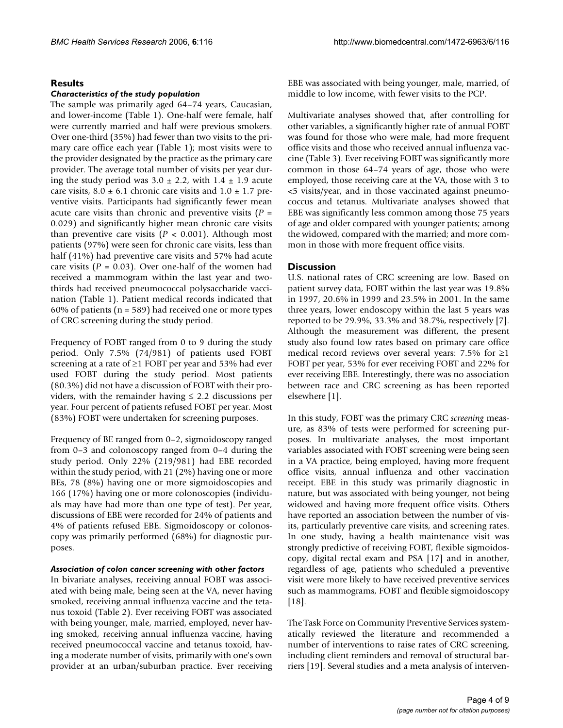## Results

### *Characteristics of the study population*

The sample was primarily aged 64–74 years, Caucasian, and lower-income (Table 1). One-half were female, half were currently married and half were previous smokers. Over one-third (35%) had fewer than two visits to the primary care office each year (Table 1); most visits were to the provider designated by the practice as the primary care provider. The average total number of visits per year during the study period was $3.0 \pm 2.2$, with $1.4 \pm 1.9$ acute care visits, $8.0 \pm 6.1$ chronic care visits and $1.0 \pm 1.7$ preventive visits. Participants had significantly fewer mean acute care visits than chronic and preventive visits ($P = 0.029$) and significantly higher mean chronic care visits than preventive care visits ($P < 0.001$). Although most patients (97%) were seen for chronic care visits, less than half (41%) had preventive care visits and 57% had acute care visits ($P = 0.03$). Over one-half of the women had received a mammogram within the last year and two-thirds had received pneumococcal polysaccharide vaccination (Table 1). Patient medical records indicated that 60% of patients (n = 589) had received one or more types of CRC screening during the study period.

Frequency of FOBT ranged from 0 to 9 during the study period. Only 7.5% (74/981) of patients used FOBT screening at a rate of ≥1 FOBT per year and 53% had ever used FOBT during the study period. Most patients (80.3%) did not have a discussion of FOBT with their providers, with the remainder having ≤ 2.2 discussions per year. Four percent of patients refused FOBT per year. Most (83%) FOBT were undertaken for screening purposes.

Frequency of BE ranged from 0–2, sigmoidoscopy ranged from 0–3 and colonoscopy ranged from 0–4 during the study period. Only 22% (219/981) had EBE recorded within the study period, with 21 (2%) having one or more BEs, 78 (8%) having one or more sigmoidoscopies and 166 (17%) having one or more colonoscopies (individuals may have had more than one type of test). Per year, discussions of EBE were recorded for 24% of patients and 4% of patients refused EBE. Sigmoidoscopy or colonoscopy was primarily performed (68%) for diagnostic purposes.

### *Association of colon cancer screening with other factors*

In bivariate analyses, receiving annual FOBT was associated with being male, being seen at the VA, never having smoked, receiving annual influenza vaccine and the tetanus toxoid (Table 2). Ever receiving FOBT was associated with being younger, male, married, employed, never having smoked, receiving annual influenza vaccine, having received pneumococcal vaccine and tetanus toxoid, having a moderate number of visits, primarily with one's own provider at an urban/suburban practice. Ever receiving EBE was associated with being younger, male, married, of middle to low income, with fewer visits to the PCP.

Multivariate analyses showed that, after controlling for other variables, a significantly higher rate of annual FOBT was found for those who were male, had more frequent office visits and those who received annual influenza vaccine (Table 3). Ever receiving FOBT was significantly more common in those 64–74 years of age, those who were employed, those receiving care at the VA, those with 3 to <5 visits/year, and in those vaccinated against pneumococcus and tetanus. Multivariate analyses showed that EBE was significantly less common among those 75 years of age and older compared with younger patients; among the widowed, compared with the married; and more common in those with more frequent office visits.

## Discussion

U.S. national rates of CRC screening are low. Based on patient survey data, FOBT within the last year was 19.8% in 1997, 20.6% in 1999 and 23.5% in 2001. In the same three years, lower endoscopy within the last 5 years was reported to be 29.9%, 33.3% and 38.7%, respectively [7]. Although the measurement was different, the present study also found low rates based on primary care office medical record reviews over several years: 7.5% for ≥1 FOBT per year, 53% for ever receiving FOBT and 22% for ever receiving EBE. Interestingly, there was no association between race and CRC screening as has been reported elsewhere [1].

In this study, FOBT was the primary CRC *screening* measure, as 83% of tests were performed for screening purposes. In multivariate analyses, the most important variables associated with FOBT screening were being seen in a VA practice, being employed, having more frequent office visits, annual influenza and other vaccination receipt. EBE in this study was primarily diagnostic in nature, but was associated with being younger, not being widowed and having more frequent office visits. Others have reported an association between the number of visits, particularly preventive care visits, and screening rates. In one study, having a health maintenance visit was strongly predictive of receiving FOBT, flexible sigmoidoscopy, digital rectal exam and PSA [17] and in another, regardless of age, patients who scheduled a preventive visit were more likely to have received preventive services such as mammograms, FOBT and flexible sigmoidoscopy [18].

The Task Force on Community Preventive Services systematically reviewed the literature and recommended a number of interventions to raise rates of CRC screening, including client reminders and removal of structural barriers [19]. Several studies and a meta analysis of interven-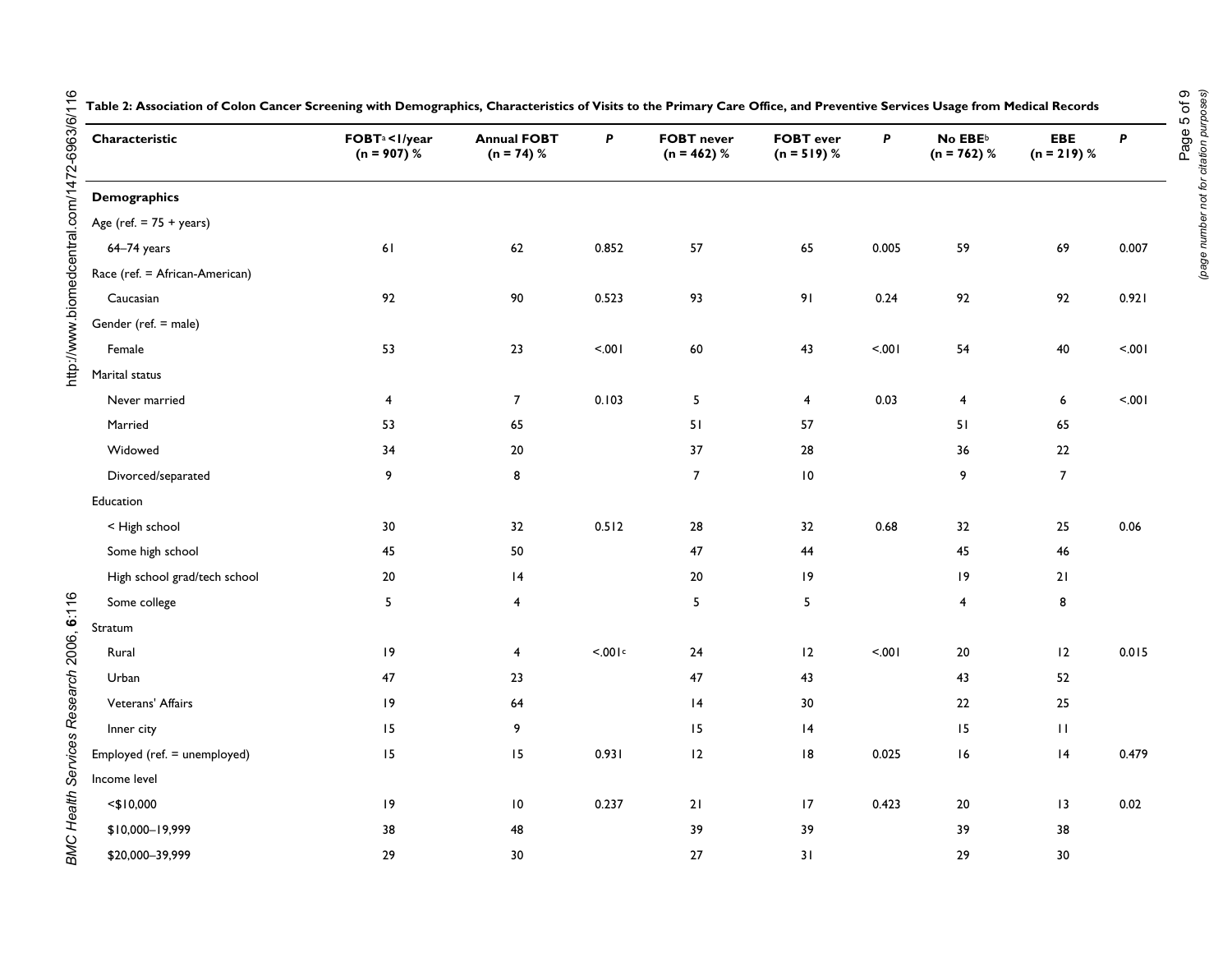**Table 2: Association of Colon Cancer Screening with Demographics, Characteristics of Visits to the Primary Care Office, and Preventive Services Usage from Medical Records**

| Characteristic | FOBT[a] <1/year (n = 907) % | Annual FOBT (n = 74) % | *P* | FOBT never (n = 462) % | FOBT ever (n = 519) % | *P* | No EBE[b] (n = 762) % | EBE (n = 219) % | *P* |
|---|---|---|---|---|---|---|---|---|---|
| **Demographics** | | | | | | | | | |
| Age (ref. = 75 + years) | | | | | | | | | |
| 64–74 years | 61 | 62 | 0.852 | 57 | 65 | 0.005 | 59 | 69 | 0.007 |
| Race (ref. = African-American) | | | | | | | | | |
| Caucasian | 92 | 90 | 0.523 | 93 | 91 | 0.24 | 92 | 92 | 0.921 |
| Gender (ref. = male) | | | | | | | | | |
| Female | 53 | 23 | <.001 | 60 | 43 | <.001 | 54 | 40 | <.001 |
| Marital status | | | | | | | | | |
| Never married | 4 | 7 | 0.103 | 5 | 4 | 0.03 | 4 | 6 | <.001 |
| Married | 53 | 65 | | 51 | 57 | | 51 | 65 | |
| Widowed | 34 | 20 | | 37 | 28 | | 36 | 22 | |
| Divorced/separated | 9 | 8 | | 7 | 10 | | 9 | 7 | |
| Education | | | | | | | | | |
| < High school | 30 | 32 | 0.512 | 28 | 32 | 0.68 | 32 | 25 | 0.06 |
| Some high school | 45 | 50 | | 47 | 44 | | 45 | 46 | |
| High school grad/tech school | 20 | 14 | | 20 | 19 | | 19 | 21 | |
| Some college | 5 | 4 | | 5 | 5 | | 4 | 8 | |
| Stratum | | | | | | | | | |
| Rural | 19 | 4 | <.001[c] | 24 | 12 | <.001 | 20 | 12 | 0.015 |
| Urban | 47 | 23 | | 47 | 43 | | 43 | 52 | |
| Veterans' Affairs | 19 | 64 | | 14 | 30 | | 22 | 25 | |
| Inner city | 15 | 9 | | 15 | 14 | | 15 | 11 | |
| Employed (ref. = unemployed) | 15 | 15 | 0.931 | 12 | 18 | 0.025 | 16 | 14 | 0.479 |
| Income level | | | | | | | | | |
| <$10,000 | 19 | 10 | 0.237 | 21 | 17 | 0.423 | 20 | 13 | 0.02 |
| $10,000–19,999 | 38 | 48 | | 39 | 39 | | 39 | 38 | |
| $20,000–39,999 | 29 | 30 | | 27 | 31 | | 29 | 30 | |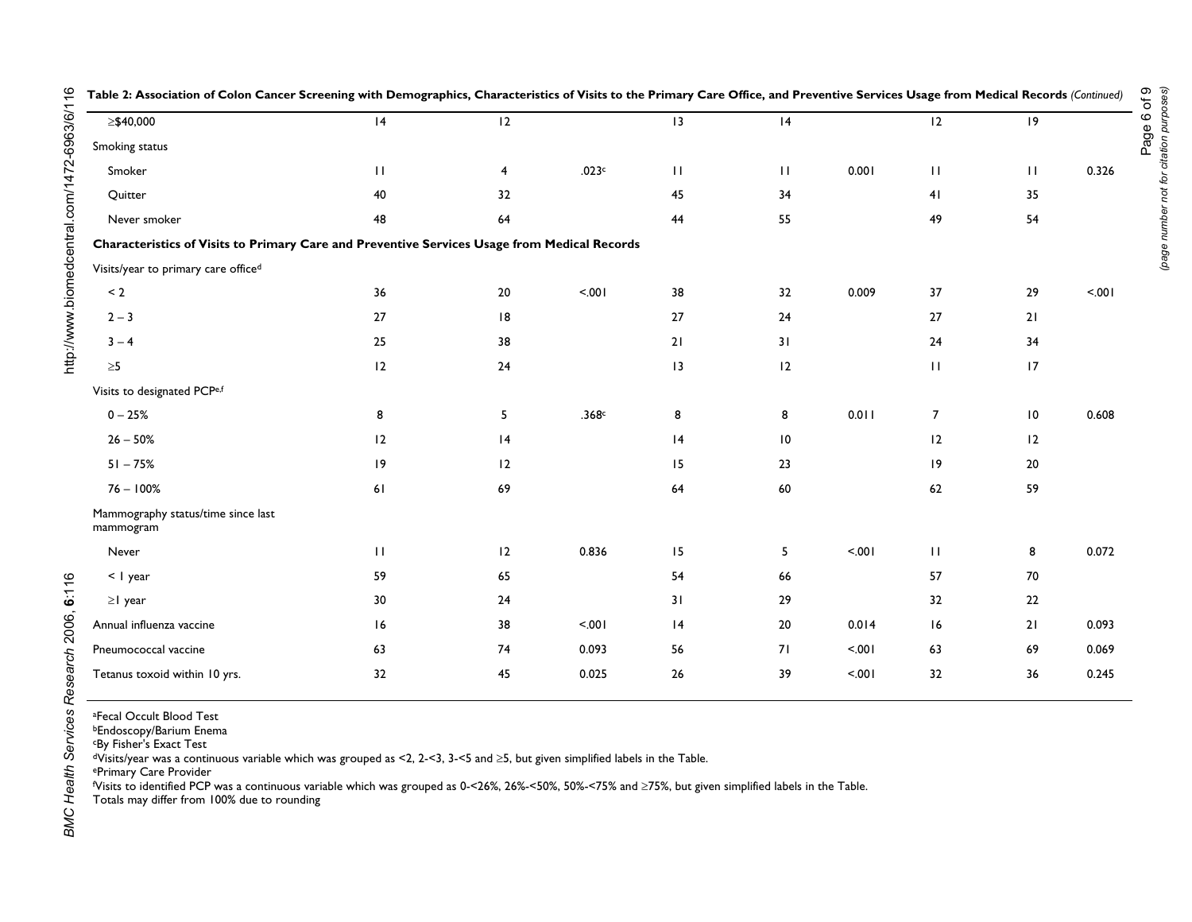**Table 2: Association of Colon Cancer Screening with Demographics, Characteristics of Visits to the Primary Care Office, and Preventive Services Usage from Medical Records** *(Continued)*

| | | | | | | | | | |
|---|---|---|---|---|---|---|---|---|---|
| ≥$40,000 | 14 | 12 | | 13 | 14 | | 12 | 19 | |
| Smoking status | | | | | | | | | |
| Smoker | 11 | 4 | .023[c] | 11 | 11 | 0.001 | 11 | 11 | 0.326 |
| Quitter | 40 | 32 | | 45 | 34 | | 41 | 35 | |
| Never smoker | 48 | 64 | | 44 | 55 | | 49 | 54 | |
| **Characteristics of Visits to Primary Care and Preventive Services Usage from Medical Records** | | | | | | | | | |
| Visits/year to primary care office[d] | | | | | | | | | |
| < 2 | 36 | 20 | <.001 | 38 | 32 | 0.009 | 37 | 29 | <.001 |
| 2 – 3 | 27 | 18 | | 27 | 24 | | 27 | 21 | |
| 3 – 4 | 25 | 38 | | 21 | 31 | | 24 | 34 | |
| ≥5 | 12 | 24 | | 13 | 12 | | 11 | 17 | |
| Visits to designated PCP[e,f] | | | | | | | | | |
| 0 – 25% | 8 | 5 | .368[c] | 8 | 8 | 0.011 | 7 | 10 | 0.608 |
| 26 – 50% | 12 | 14 | | 14 | 10 | | 12 | 12 | |
| 51 – 75% | 19 | 12 | | 15 | 23 | | 19 | 20 | |
| 76 – 100% | 61 | 69 | | 64 | 60 | | 62 | 59 | |
| Mammography status/time since last mammogram | | | | | | | | | |
| Never | 11 | 12 | 0.836 | 15 | 5 | <.001 | 11 | 8 | 0.072 |
| < 1 year | 59 | 65 | | 54 | 66 | | 57 | 70 | |
| ≥1 year | 30 | 24 | | 31 | 29 | | 32 | 22 | |
| Annual influenza vaccine | 16 | 38 | <.001 | 14 | 20 | 0.014 | 16 | 21 | 0.093 |
| Pneumococcal vaccine | 63 | 74 | 0.093 | 56 | 71 | <.001 | 63 | 69 | 0.069 |
| Tetanus toxoid within 10 yrs. | 32 | 45 | 0.025 | 26 | 39 | <.001 | 32 | 36 | 0.245 |

[a]Fecal Occult Blood Test
[b]Endoscopy/Barium Enema
[c]By Fisher's Exact Test
[d]Visits/year was a continuous variable which was grouped as <2, 2-<3, 3-<5 and ≥5, but given simplified labels in the Table.
[e]Primary Care Provider
[f]Visits to identified PCP was a continuous variable which was grouped as 0-<26%, 26%-<50%, 50%-<75% and ≥75%, but given simplified labels in the Table.
Totals may differ from 100% due to rounding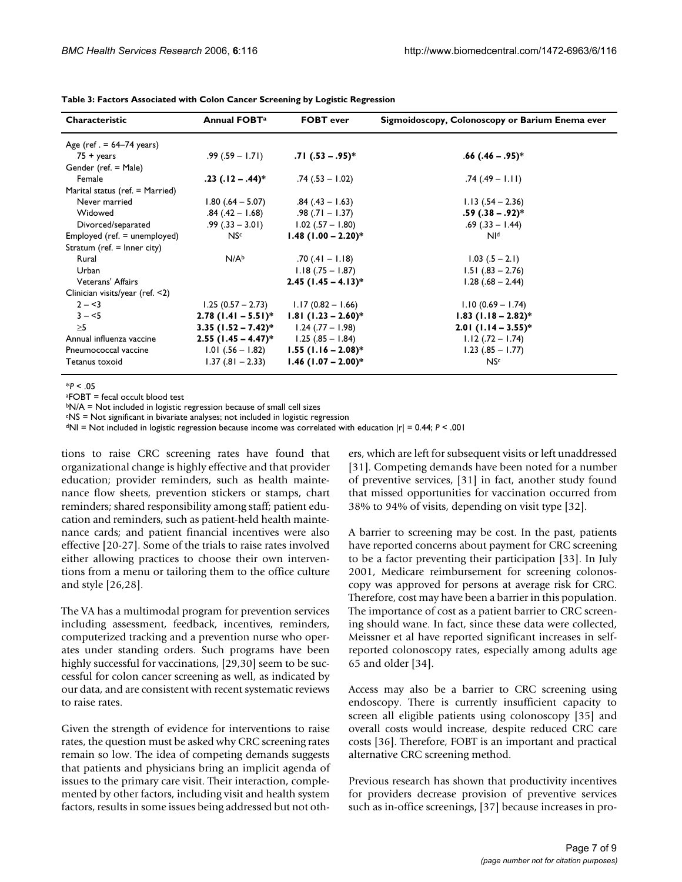**Table 3: Factors Associated with Colon Cancer Screening by Logistic Regression**

| Characteristic | Annual FOBT[a] | FOBT ever | Sigmoidoscopy, Colonoscopy or Barium Enema ever |
|---|---|---|---|
| Age (ref . = 64–74 years) | | | |
| 75 + years | .99 (.59 – 1.71) | **.71 (.53 – .95)*** | **.66 (.46 – .95)*** |
| Gender (ref. = Male) | | | |
| Female | **.23 (.12 – .44)*** | .74 (.53 – 1.02) | .74 (.49 – 1.11) |
| Marital status (ref. = Married) | | | |
| Never married | 1.80 (.64 – 5.07) | .84 (.43 – 1.63) | 1.13 (.54 – 2.36) |
| Widowed | .84 (.42 – 1.68) | .98 (.71 – 1.37) | **.59 (.38 – .92)*** |
| Divorced/separated | .99 (.33 – 3.01) | 1.02 (.57 – 1.80) | .69 (.33 – 1.44) |
| Employed (ref. = unemployed) | NS[c] | **1.48 (1.00 – 2.20)*** | NI[d] |
| Stratum (ref. = Inner city) | | | |
| Rural | N/A[b] | .70 (.41 – 1.18) | 1.03 (.5 – 2.1) |
| Urban | | 1.18 (.75 – 1.87) | 1.51 (.83 – 2.76) |
| Veterans' Affairs | | **2.45 (1.45 – 4.13)*** | 1.28 (.68 – 2.44) |
| Clinician visits/year (ref. <2) | | | |
| 2 – <3 | 1.25 (0.57 – 2.73) | 1.17 (0.82 – 1.66) | 1.10 (0.69 – 1.74) |
| 3 – <5 | **2.78 (1.41 – 5.51)*** | **1.81 (1.23 – 2.60)*** | **1.83 (1.18 – 2.82)*** |
| ≥5 | **3.35 (1.52 – 7.42)*** | 1.24 (.77 – 1.98) | **2.01 (1.14 – 3.55)*** |
| Annual influenza vaccine | **2.55 (1.45 – 4.47)*** | 1.25 (.85 – 1.84) | 1.12 (.72 – 1.74) |
| Pneumococcal vaccine | 1.01 (.56 – 1.82) | **1.55 (1.16 – 2.08)*** | 1.23 (.85 – 1.77) |
| Tetanus toxoid | 1.37 (.81 – 2.33) | **1.46 (1.07 – 2.00)*** | NS[c] |

*$P < .05$
[a]FOBT = fecal occult blood test
[b]N/A = Not included in logistic regression because of small cell sizes
[c]NS = Not significant in bivariate analyses; not included in logistic regression
[d]NI = Not included in logistic regression because income was correlated with education $|r| = 0.44$; $P < .001$

tions to raise CRC screening rates have found that organizational change is highly effective and that provider education; provider reminders, such as health maintenance flow sheets, prevention stickers or stamps, chart reminders; shared responsibility among staff; patient education and reminders, such as patient-held health maintenance cards; and patient financial incentives were also effective [20-27]. Some of the trials to raise rates involved either allowing practices to choose their own interventions from a menu or tailoring them to the office culture and style [26,28].

The VA has a multimodal program for prevention services including assessment, feedback, incentives, reminders, computerized tracking and a prevention nurse who operates under standing orders. Such programs have been highly successful for vaccinations, [29,30] seem to be successful for colon cancer screening as well, as indicated by our data, and are consistent with recent systematic reviews to raise rates.

Given the strength of evidence for interventions to raise rates, the question must be asked why CRC screening rates remain so low. The idea of competing demands suggests that patients and physicians bring an implicit agenda of issues to the primary care visit. Their interaction, complemented by other factors, including visit and health system factors, results in some issues being addressed but not others, which are left for subsequent visits or left unaddressed [31]. Competing demands have been noted for a number of preventive services, [31] in fact, another study found that missed opportunities for vaccination occurred from 38% to 94% of visits, depending on visit type [32].

A barrier to screening may be cost. In the past, patients have reported concerns about payment for CRC screening to be a factor preventing their participation [33]. In July 2001, Medicare reimbursement for screening colonoscopy was approved for persons at average risk for CRC. Therefore, cost may have been a barrier in this population. The importance of cost as a patient barrier to CRC screening should wane. In fact, since these data were collected, Meissner et al have reported significant increases in self-reported colonoscopy rates, especially among adults age 65 and older [34].

Access may also be a barrier to CRC screening using endoscopy. There is currently insufficient capacity to screen all eligible patients using colonoscopy [35] and overall costs would increase, despite reduced CRC care costs [36]. Therefore, FOBT is an important and practical alternative CRC screening method.

Previous research has shown that productivity incentives for providers decrease provision of preventive services such as in-office screenings, [37] because increases in pro-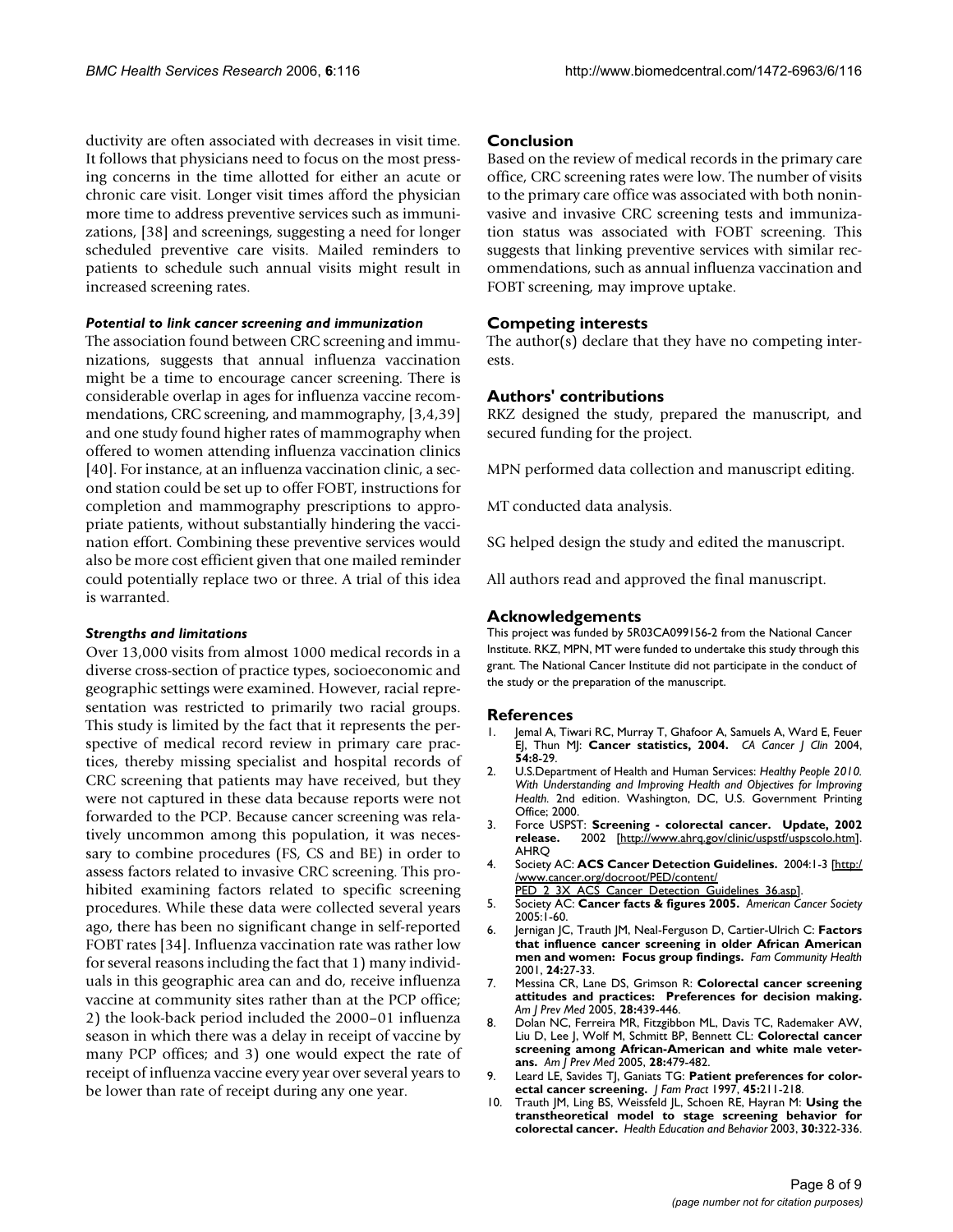ductivity are often associated with decreases in visit time. It follows that physicians need to focus on the most pressing concerns in the time allotted for either an acute or chronic care visit. Longer visit times afford the physician more time to address preventive services such as immunizations, [38] and screenings, suggesting a need for longer scheduled preventive care visits. Mailed reminders to patients to schedule such annual visits might result in increased screening rates.

#### *Potential to link cancer screening and immunization*

The association found between CRC screening and immunizations, suggests that annual influenza vaccination might be a time to encourage cancer screening. There is considerable overlap in ages for influenza vaccine recommendations, CRC screening, and mammography, [3,4,39] and one study found higher rates of mammography when offered to women attending influenza vaccination clinics [40]. For instance, at an influenza vaccination clinic, a second station could be set up to offer FOBT, instructions for completion and mammography prescriptions to appropriate patients, without substantially hindering the vaccination effort. Combining these preventive services would also be more cost efficient given that one mailed reminder could potentially replace two or three. A trial of this idea is warranted.

#### *Strengths and limitations*

Over 13,000 visits from almost 1000 medical records in a diverse cross-section of practice types, socioeconomic and geographic settings were examined. However, racial representation was restricted to primarily two racial groups. This study is limited by the fact that it represents the perspective of medical record review in primary care practices, thereby missing specialist and hospital records of CRC screening that patients may have received, but they were not captured in these data because reports were not forwarded to the PCP. Because cancer screening was relatively uncommon among this population, it was necessary to combine procedures (FS, CS and BE) in order to assess factors related to invasive CRC screening. This prohibited examining factors related to specific screening procedures. While these data were collected several years ago, there has been no significant change in self-reported FOBT rates [34]. Influenza vaccination rate was rather low for several reasons including the fact that 1) many individuals in this geographic area can and do, receive influenza vaccine at community sites rather than at the PCP office; 2) the look-back period included the 2000–01 influenza season in which there was a delay in receipt of vaccine by many PCP offices; and 3) one would expect the rate of receipt of influenza vaccine every year over several years to be lower than rate of receipt during any one year.

## Conclusion

Based on the review of medical records in the primary care office, CRC screening rates were low. The number of visits to the primary care office was associated with both noninvasive and invasive CRC screening tests and immunization status was associated with FOBT screening. This suggests that linking preventive services with similar recommendations, such as annual influenza vaccination and FOBT screening, may improve uptake.

## Competing interests

The author(s) declare that they have no competing interests.

## Authors' contributions

RKZ designed the study, prepared the manuscript, and secured funding for the project.

MPN performed data collection and manuscript editing.

MT conducted data analysis.

SG helped design the study and edited the manuscript.

All authors read and approved the final manuscript.

## Acknowledgements

This project was funded by 5R03CA099156-2 from the National Cancer Institute. RKZ, MPN, MT were funded to undertake this study through this grant. The National Cancer Institute did not participate in the conduct of the study or the preparation of the manuscript.

## References

1. Jemal A, Tiwari RC, Murray T, Ghafoor A, Samuels A, Ward E, Feuer EJ, Thun MJ: **Cancer statistics, 2004.** *CA Cancer J Clin* 2004, **54:**8-29.
2. U.S.Department of Health and Human Services: *Healthy People 2010. With Understanding and Improving Health and Objectives for Improving Health.* 2nd edition. Washington, DC, U.S. Government Printing Office; 2000.
3. Force USPST: **Screening - colorectal cancer. Update, 2002 release.** 2002 [http://www.ahrq.gov/clinic/uspstf/uspscolo.htm]. AHRQ
4. Society AC: **ACS Cancer Detection Guidelines.** 2004:1-3 [http://www.cancer.org/docroot/PED/content/PED_2_3X_ACS_Cancer_Detection_Guidelines_36.asp].
5. Society AC: **Cancer facts & figures 2005.** *American Cancer Society* 2005:1-60.
6. Jernigan JC, Trauth JM, Neal-Ferguson D, Cartier-Ulrich C: **Factors that influence cancer screening in older African American men and women: Focus group findings.** *Fam Community Health* 2001, **24:**27-33.
7. Messina CR, Lane DS, Grimson R: **Colorectal cancer screening attitudes and practices: Preferences for decision making.** *Am J Prev Med* 2005, **28:**439-446.
8. Dolan NC, Ferreira MR, Fitzgibbon ML, Davis TC, Rademaker AW, Liu D, Lee J, Wolf M, Schmitt BP, Bennett CL: **Colorectal cancer screening among African-American and white male veterans.** *Am J Prev Med* 2005, **28:**479-482.
9. Leard LE, Savides TJ, Ganiats TG: **Patient preferences for colorectal cancer screening.** *J Fam Pract* 1997, **45:**211-218.
10. Trauth JM, Ling BS, Weissfeld JL, Schoen RE, Hayran M: **Using the transtheoretical model to stage screening behavior for colorectal cancer.** *Health Education and Behavior* 2003, **30:**322-336.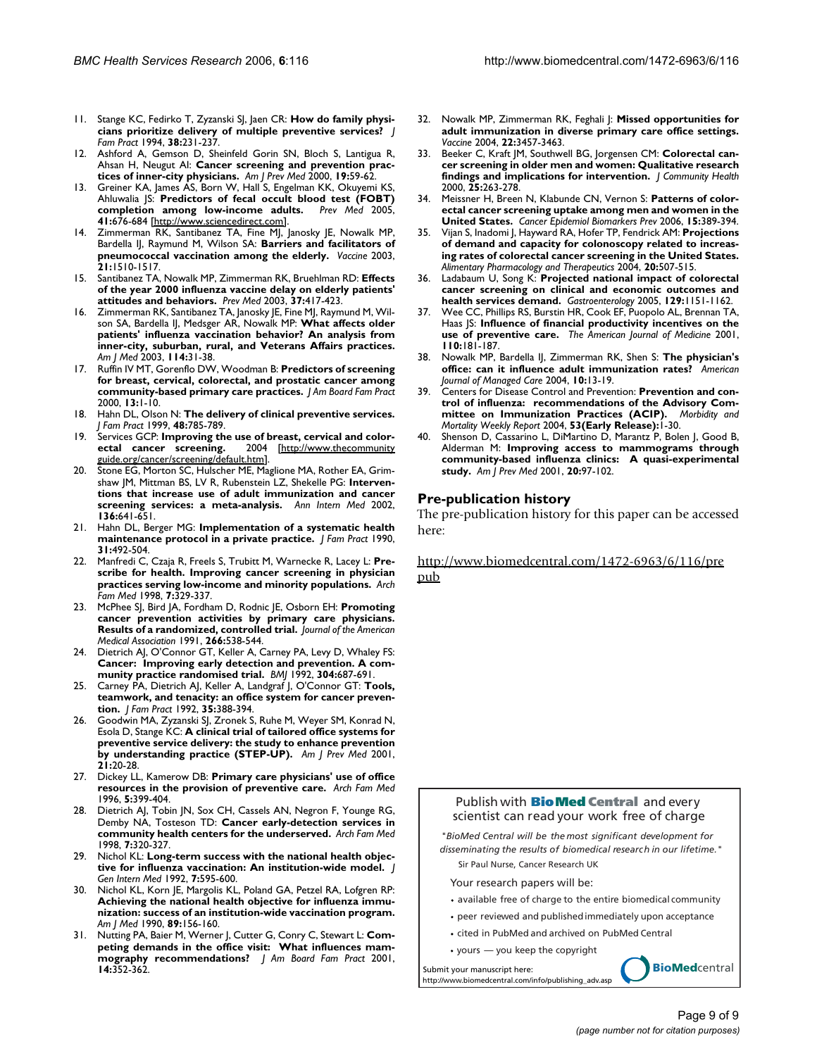11. Stange KC, Fedirko T, Zyzanski SJ, Jaen CR: **How do family physicians prioritize delivery of multiple preventive services?** *J Fam Pract* 1994, **38:**231-237.
12. Ashford A, Gemson D, Sheinfeld Gorin SN, Bloch S, Lantigua R, Ahsan H, Neugut AI: **Cancer screening and prevention practices of inner-city physicians.** *Am J Prev Med* 2000, **19:**59-62.
13. Greiner KA, James AS, Born W, Hall S, Engelman KK, Okuyemi KS, Ahluwalia JS: **Predictors of fecal occult blood test (FOBT) completion among low-income adults.** *Prev Med* 2005, **41:**676-684 [http://www.sciencedirect.com].
14. Zimmerman RK, Santibanez TA, Fine MJ, Janosky JE, Nowalk MP, Bardella IJ, Raymund M, Wilson SA: **Barriers and facilitators of pneumococcal vaccination among the elderly.** *Vaccine* 2003, **21:**1510-1517.
15. Santibanez TA, Nowalk MP, Zimmerman RK, Bruehlman RD: **Effects of the year 2000 influenza vaccine delay on elderly patients' attitudes and behaviors.** *Prev Med* 2003, **37:**417-423.
16. Zimmerman RK, Santibanez TA, Janosky JE, Fine MJ, Raymund M, Wilson SA, Bardella IJ, Medsger AR, Nowalk MP: **What affects older patients' influenza vaccination behavior? An analysis from inner-city, suburban, rural, and Veterans Affairs practices.** *Am J Med* 2003, **114:**31-38.
17. Ruffin IV MT, Gorenflo DW, Woodman B: **Predictors of screening for breast, cervical, colorectal, and prostatic cancer among community-based primary care practices.** *J Am Board Fam Pract* 2000, **13:**1-10.
18. Hahn DL, Olson N: **The delivery of clinical preventive services.** *J Fam Pract* 1999, **48:**785-789.
19. Services GCP: **Improving the use of breast, cervical and colorectal cancer screening.** 2004 [http://www.thecommunityguide.org/cancer/screening/default.htm].
20. Stone EG, Morton SC, Hulscher ME, Maglione MA, Rother EA, Grimshaw JM, Mittman BS, LV R, Rubenstein LZ, Shekelle PG: **Interventions that increase use of adult immunization and cancer screening services: a meta-analysis.** *Ann Intern Med* 2002, **136:**641-651.
21. Hahn DL, Berger MG: **Implementation of a systematic health maintenance protocol in a private practice.** *J Fam Pract* 1990, **31:**492-504.
22. Manfredi C, Czaja R, Freels S, Trubitt M, Warnecke R, Lacey L: **Prescribe for health. Improving cancer screening in physician practices serving low-income and minority populations.** *Arch Fam Med* 1998, **7:**329-337.
23. McPhee SJ, Bird JA, Fordham D, Rodnic JE, Osborn EH: **Promoting cancer prevention activities by primary care physicians. Results of a randomized, controlled trial.** *Journal of the American Medical Association* 1991, **266:**538-544.
24. Dietrich AJ, O'Connor GT, Keller A, Carney PA, Levy D, Whaley FS: **Cancer: Improving early detection and prevention. A community practice randomised trial.** *BMJ* 1992, **304:**687-691.
25. Carney PA, Dietrich AJ, Keller A, Landgraf J, O'Connor GT: **Tools, teamwork, and tenacity: an office system for cancer prevention.** *J Fam Pract* 1992, **35:**388-394.
26. Goodwin MA, Zyzanski SJ, Zronek S, Ruhe M, Weyer SM, Konrad N, Esola D, Stange KC: **A clinical trial of tailored office systems for preventive service delivery: the study to enhance prevention by understanding practice (STEP-UP).** *Am J Prev Med* 2001, **21:**20-28.
27. Dickey LL, Kamerow DB: **Primary care physicians' use of office resources in the provision of preventive care.** *Arch Fam Med* 1996, **5:**399-404.
28. Dietrich AJ, Tobin JN, Sox CH, Cassels AN, Negron F, Younge RG, Demby NA, Tosteson TD: **Cancer early-detection services in community health centers for the underserved.** *Arch Fam Med* 1998, **7:**320-327.
29. Nichol KL: **Long-term success with the national health objective for influenza vaccination: An institution-wide model.** *J Gen Intern Med* 1992, **7:**595-600.
30. Nichol KL, Korn JE, Margolis KL, Poland GA, Petzel RA, Lofgren RP: **Achieving the national health objective for influenza immunization: success of an institution-wide vaccination program.** *Am J Med* 1990, **89:**156-160.
31. Nutting PA, Baier M, Werner J, Cutter G, Conry C, Stewart L: **Competing demands in the office visit: What influences mammography recommendations?** *J Am Board Fam Pract* 2001, **14:**352-362.
32. Nowalk MP, Zimmerman RK, Feghali J: **Missed opportunities for adult immunization in diverse primary care office settings.** *Vaccine* 2004, **22:**3457-3463.
33. Beeker C, Kraft JM, Southwell BG, Jorgensen CM: **Colorectal cancer screening in older men and women: Qualitative research findings and implications for intervention.** *J Community Health* 2000, **25:**263-278.
34. Meissner H, Breen N, Klabunde CN, Vernon S: **Patterns of colorectal cancer screening uptake among men and women in the United States.** *Cancer Epidemiol Biomarkers Prev* 2006, **15:**389-394.
35. Vijan S, Inadomi J, Hayward RA, Hofer TP, Fendrick AM: **Projections of demand and capacity for colonoscopy related to increasing rates of colorectal cancer screening in the United States.** *Alimentary Pharmacology and Therapeutics* 2004, **20:**507-515.
36. Ladabaum U, Song K: **Projected national impact of colorectal cancer screening on clinical and economic outcomes and health services demand.** *Gastroenterology* 2005, **129:**1151-1162.
37. Wee CC, Phillips RS, Burstin HR, Cook EF, Puopolo AL, Brennan TA, Haas JS: **Influence of financial productivity incentives on the use of preventive care.** *The American Journal of Medicine* 2001, **110:**181-187.
38. Nowalk MP, Bardella IJ, Zimmerman RK, Shen S: **The physician's office: can it influence adult immunization rates?** *American Journal of Managed Care* 2004, **10:**13-19.
39. Centers for Disease Control and Prevention: **Prevention and control of influenza: recommendations of the Advisory Committee on Immunization Practices (ACIP).** *Morbidity and Mortality Weekly Report* 2004, **53(Early Release):**1-30.
40. Shenson D, Cassarino L, DiMartino D, Marantz P, Bolen J, Good B, Alderman M: **Improving access to mammograms through community-based influenza clinics: A quasi-experimental study.** *Am J Prev Med* 2001, **20:**97-102.

## Pre-publication history

The pre-publication history for this paper can be accessed here:

http://www.biomedcentral.com/1472-6963/6/116/prepub

Publish with **BioMed Central** and every scientist can read your work free of charge

*"BioMed Central will be the most significant development for disseminating the results of biomedical research in our lifetime."*

Sir Paul Nurse, Cancer Research UK

Your research papers will be:

- available free of charge to the entire biomedical community
- peer reviewed and published immediately upon acceptance
- cited in PubMed and archived on PubMed Central
- yours — you keep the copyright

Submit your manuscript here:
http://www.biomedcentral.com/info/publishing_adv.asp

BioMedcentral